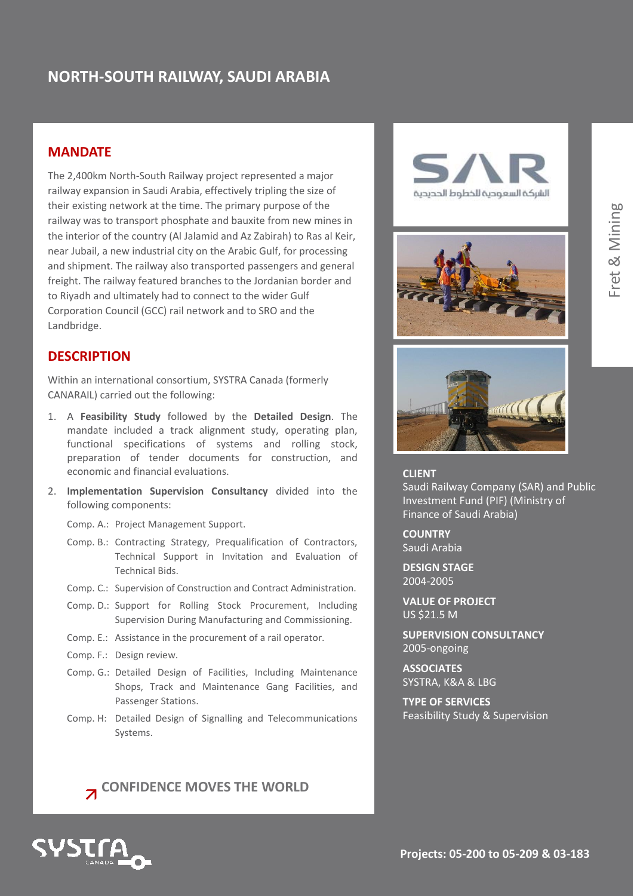# NORTH-SOUTH RAILWAY, SAUDI ARABIA

## MANDATE

The 2,400km North-South Railway project represented a major railway expansion in Saudi Arabia, effectively tripling the size of their existing network at the time. The primary purpose of the railway was to transport phosphate and bauxite from new mines in the interior of the country (Al Jalamid and Az Zabirah) to Ras al Keir, near Jubail, a new industrial city on the Arabic Gulf, for processing and shipment. The railway also transported passengers and general freight. The railway featured branches to the Jordanian border and to Riyadh and ultimately had to connect to the wider Gulf Corporation Council (GCC) rail network and to SRO and the Landbridge.

## DESCRIPTION

Within an international consortium, SYSTRA Canada (formerly CANARAIL) carried out the following:

1. A **Feasibility Study** followed by the **Detailed Design**. The mandate included a track alignment study, operating plan, functional specifications of systems and rolling stock, preparation of tender documents for construction, and economic and financial evaluations.
2. **Implementation Supervision Consultancy** divided into the following components:

   Comp. A.: Project Management Support.

   Comp. B.: Contracting Strategy, Prequalification of Contractors, Technical Support in Invitation and Evaluation of Technical Bids.

   Comp. C.: Supervision of Construction and Contract Administration.

   Comp. D.: Support for Rolling Stock Procurement, Including Supervision During Manufacturing and Commissioning.

   Comp. E.: Assistance in the procurement of a rail operator.

   Comp. F.: Design review.

   Comp. G.: Detailed Design of Facilities, Including Maintenance Shops, Track and Maintenance Gang Facilities, and Passenger Stations.

   Comp. H: Detailed Design of Signalling and Telecommunications Systems.

**CONFIDENCE MOVES THE WORLD**

SAR

الشركة السعودية للخطوط الحديدية

Fret & Mining

**CLIENT**
Saudi Railway Company (SAR) and Public Investment Fund (PIF) (Ministry of Finance of Saudi Arabia)

**COUNTRY**
Saudi Arabia

**DESIGN STAGE**
2004-2005

**VALUE OF PROJECT**
US $21.5 M

**SUPERVISION CONSULTANCY**
2005-ongoing

**ASSOCIATES**
SYSTRA, K&A & LBG

**TYPE OF SERVICES**
Feasibility Study & Supervision

**Projects: 05-200 to 05-209 & 03-183**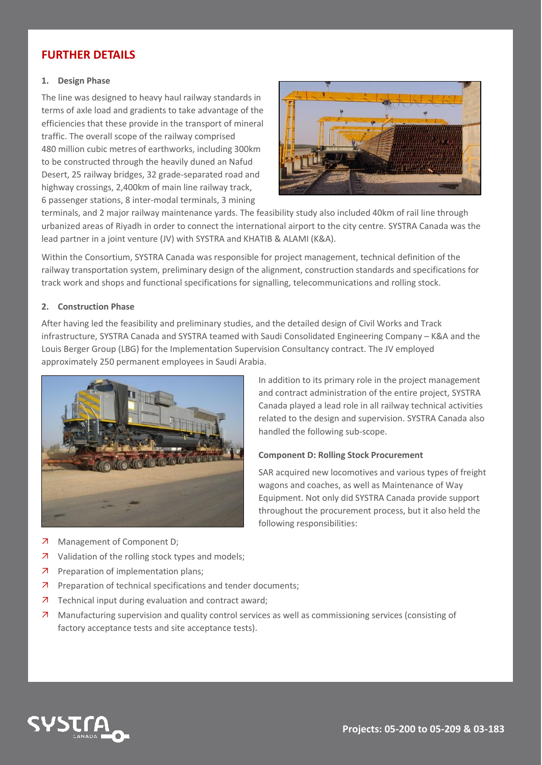## FURTHER DETAILS

### 1. Design Phase

The line was designed to heavy haul railway standards in terms of axle load and gradients to take advantage of the efficiencies that these provide in the transport of mineral traffic. The overall scope of the railway comprised 480 million cubic metres of earthworks, including 300km to be constructed through the heavily duned an Nafud Desert, 25 railway bridges, 32 grade-separated road and highway crossings, 2,400km of main line railway track, 6 passenger stations, 8 inter-modal terminals, 3 mining terminals, and 2 major railway maintenance yards. The feasibility study also included 40km of rail line through urbanized areas of Riyadh in order to connect the international airport to the city centre. SYSTRA Canada was the lead partner in a joint venture (JV) with SYSTRA and KHATIB & ALAMI (K&A).

Within the Consortium, SYSTRA Canada was responsible for project management, technical definition of the railway transportation system, preliminary design of the alignment, construction standards and specifications for track work and shops and functional specifications for signalling, telecommunications and rolling stock.

### 2. Construction Phase

After having led the feasibility and preliminary studies, and the detailed design of Civil Works and Track infrastructure, SYSTRA Canada and SYSTRA teamed with Saudi Consolidated Engineering Company – K&A and the Louis Berger Group (LBG) for the Implementation Supervision Consultancy contract. The JV employed approximately 250 permanent employees in Saudi Arabia.

In addition to its primary role in the project management and contract administration of the entire project, SYSTRA Canada played a lead role in all railway technical activities related to the design and supervision. SYSTRA Canada also handled the following sub-scope.

**Component D: Rolling Stock Procurement**

SAR acquired new locomotives and various types of freight wagons and coaches, as well as Maintenance of Way Equipment. Not only did SYSTRA Canada provide support throughout the procurement process, but it also held the following responsibilities:

- Management of Component D;
- Validation of the rolling stock types and models;
- Preparation of implementation plans;
- Preparation of technical specifications and tender documents;
- Technical input during evaluation and contract award;
- Manufacturing supervision and quality control services as well as commissioning services (consisting of factory acceptance tests and site acceptance tests).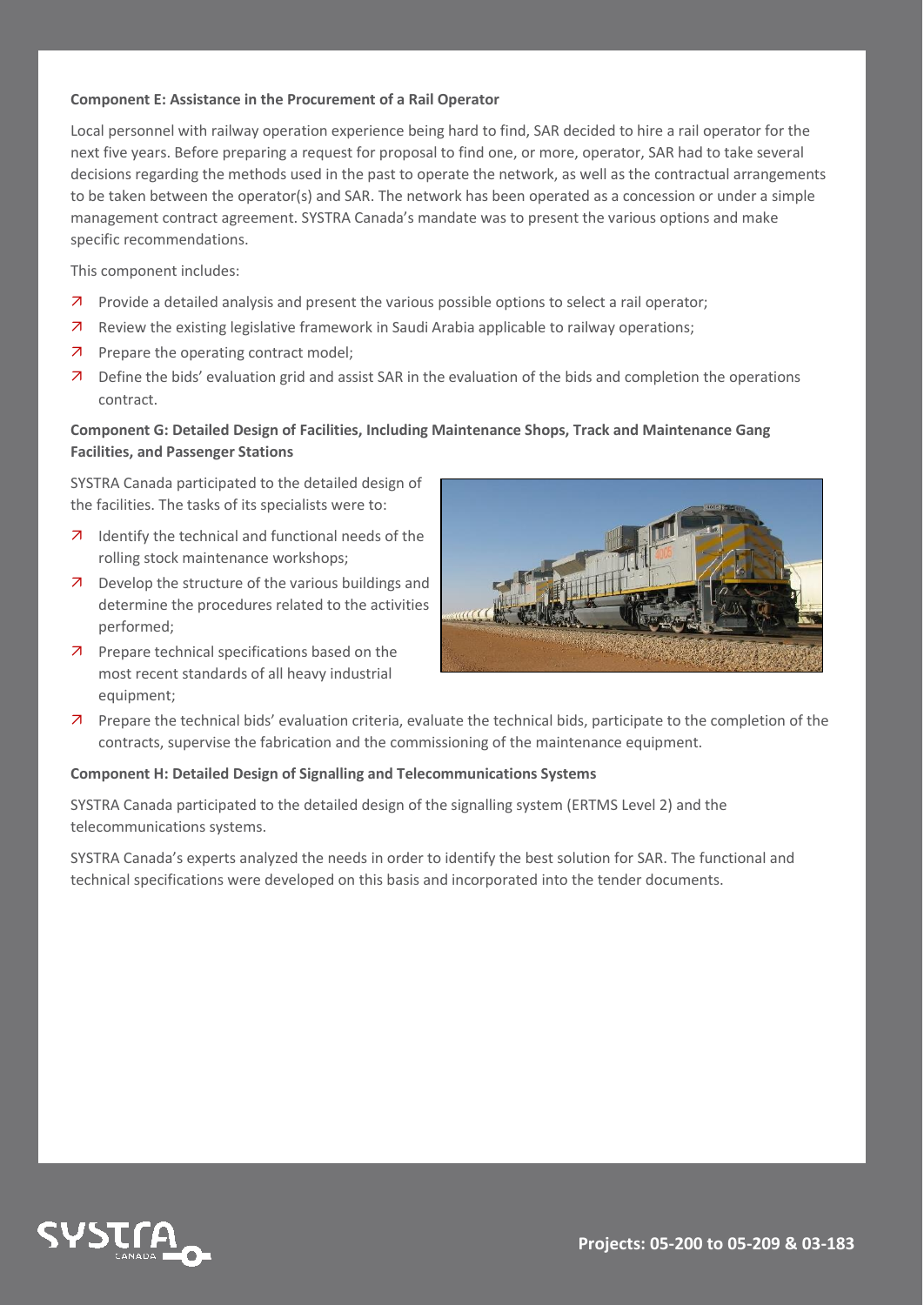**Component E: Assistance in the Procurement of a Rail Operator**

Local personnel with railway operation experience being hard to find, SAR decided to hire a rail operator for the next five years. Before preparing a request for proposal to find one, or more, operator, SAR had to take several decisions regarding the methods used in the past to operate the network, as well as the contractual arrangements to be taken between the operator(s) and SAR. The network has been operated as a concession or under a simple management contract agreement. SYSTRA Canada's mandate was to present the various options and make specific recommendations.

This component includes:

- Provide a detailed analysis and present the various possible options to select a rail operator;
- Review the existing legislative framework in Saudi Arabia applicable to railway operations;
- Prepare the operating contract model;
- Define the bids' evaluation grid and assist SAR in the evaluation of the bids and completion the operations contract.

**Component G: Detailed Design of Facilities, Including Maintenance Shops, Track and Maintenance Gang Facilities, and Passenger Stations**

SYSTRA Canada participated to the detailed design of the facilities. The tasks of its specialists were to:

- Identify the technical and functional needs of the rolling stock maintenance workshops;
- Develop the structure of the various buildings and determine the procedures related to the activities performed;
- Prepare technical specifications based on the most recent standards of all heavy industrial equipment;
- Prepare the technical bids' evaluation criteria, evaluate the technical bids, participate to the completion of the contracts, supervise the fabrication and the commissioning of the maintenance equipment.

**Component H: Detailed Design of Signalling and Telecommunications Systems**

SYSTRA Canada participated to the detailed design of the signalling system (ERTMS Level 2) and the telecommunications systems.

SYSTRA Canada's experts analyzed the needs in order to identify the best solution for SAR. The functional and technical specifications were developed on this basis and incorporated into the tender documents.

Projects: 05-200 to 05-209 & 03-183